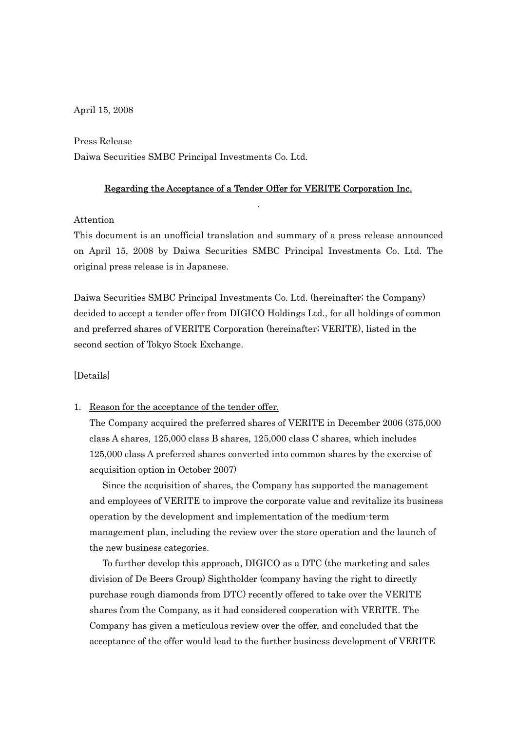April 15, 2008

Press Release
Daiwa Securities SMBC Principal Investments Co. Ltd.

## Regarding the Acceptance of a Tender Offer for VERITE Corporation Inc.

Attention
This document is an unofficial translation and summary of a press release announced on April 15, 2008 by Daiwa Securities SMBC Principal Investments Co. Ltd. The original press release is in Japanese.

Daiwa Securities SMBC Principal Investments Co. Ltd. (hereinafter; the Company) decided to accept a tender offer from DIGICO Holdings Ltd., for all holdings of common and preferred shares of VERITE Corporation (hereinafter; VERITE), listed in the second section of Tokyo Stock Exchange.

[Details]

1. Reason for the acceptance of the tender offer.
   The Company acquired the preferred shares of VERITE in December 2006 (375,000 class A shares, 125,000 class B shares, 125,000 class C shares, which includes 125,000 class A preferred shares converted into common shares by the exercise of acquisition option in October 2007)

   Since the acquisition of shares, the Company has supported the management and employees of VERITE to improve the corporate value and revitalize its business operation by the development and implementation of the medium-term management plan, including the review over the store operation and the launch of the new business categories.

   To further develop this approach, DIGICO as a DTC (the marketing and sales division of De Beers Group) Sightholder (company having the right to directly purchase rough diamonds from DTC) recently offered to take over the VERITE shares from the Company, as it had considered cooperation with VERITE. The Company has given a meticulous review over the offer, and concluded that the acceptance of the offer would lead to the further business development of VERITE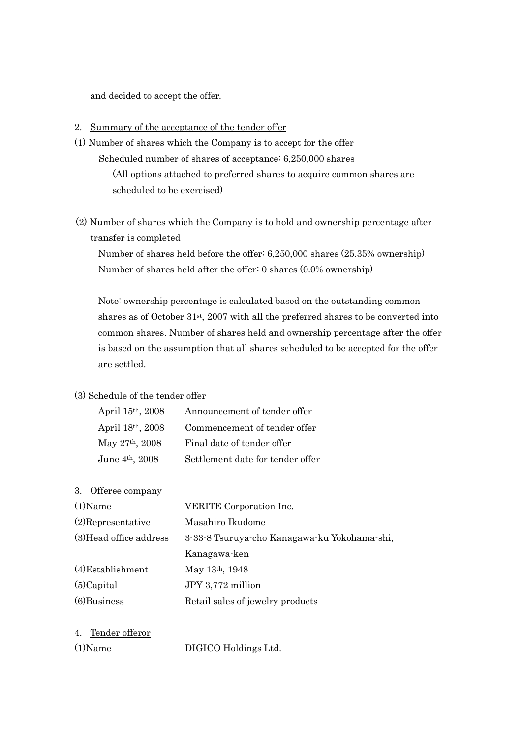and decided to accept the offer.

2. Summary of the acceptance of the tender offer

(1) Number of shares which the Company is to accept for the offer

Scheduled number of shares of acceptance: 6,250,000 shares

(All options attached to preferred shares to acquire common shares are scheduled to be exercised)

(2) Number of shares which the Company is to hold and ownership percentage after transfer is completed

Number of shares held before the offer: 6,250,000 shares (25.35% ownership)

Number of shares held after the offer: 0 shares (0.0% ownership)

Note: ownership percentage is calculated based on the outstanding common shares as of October 31st, 2007 with all the preferred shares to be converted into common shares. Number of shares held and ownership percentage after the offer is based on the assumption that all shares scheduled to be accepted for the offer are settled.

(3) Schedule of the tender offer

| | |
|---|---|
| April 15th, 2008 | Announcement of tender offer |
| April 18th, 2008 | Commencement of tender offer |
| May 27th, 2008 | Final date of tender offer |
| June 4th, 2008 | Settlement date for tender offer |

3. Offeree company

| | |
|---|---|
| (1)Name | VERITE Corporation Inc. |
| (2)Representative | Masahiro Ikudome |
| (3)Head office address | 3-33-8 Tsuruya-cho Kanagawa-ku Yokohama-shi, Kanagawa-ken |
| (4)Establishment | May 13th, 1948 |
| (5)Capital | JPY 3,772 million |
| (6)Business | Retail sales of jewelry products |

4. Tender offeror

| | |
|---|---|
| (1)Name | DIGICO Holdings Ltd. |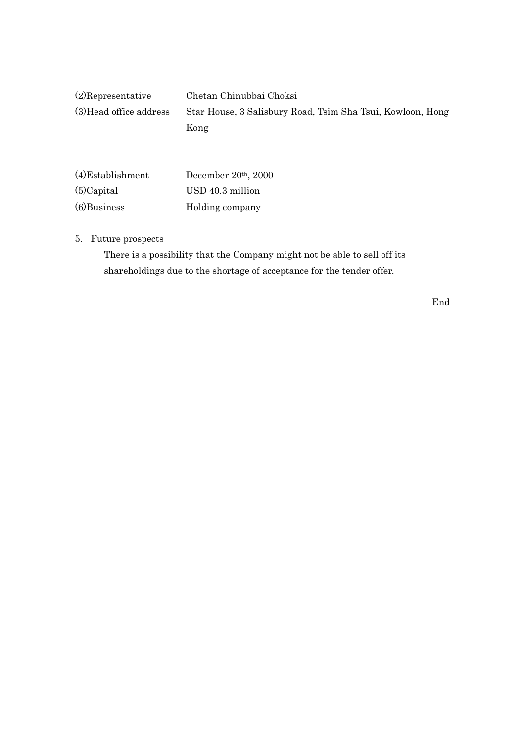| | |
|---|---|
| (2)Representative | Chetan Chinubbai Choksi |
| (3)Head office address | Star House, 3 Salisbury Road, Tsim Sha Tsui, Kowloon, Hong Kong |
| (4)Establishment | December 20th, 2000 |
| (5)Capital | USD 40.3 million |
| (6)Business | Holding company |

5. Future prospects

There is a possibility that the Company might not be able to sell off its shareholdings due to the shortage of acceptance for the tender offer.

End